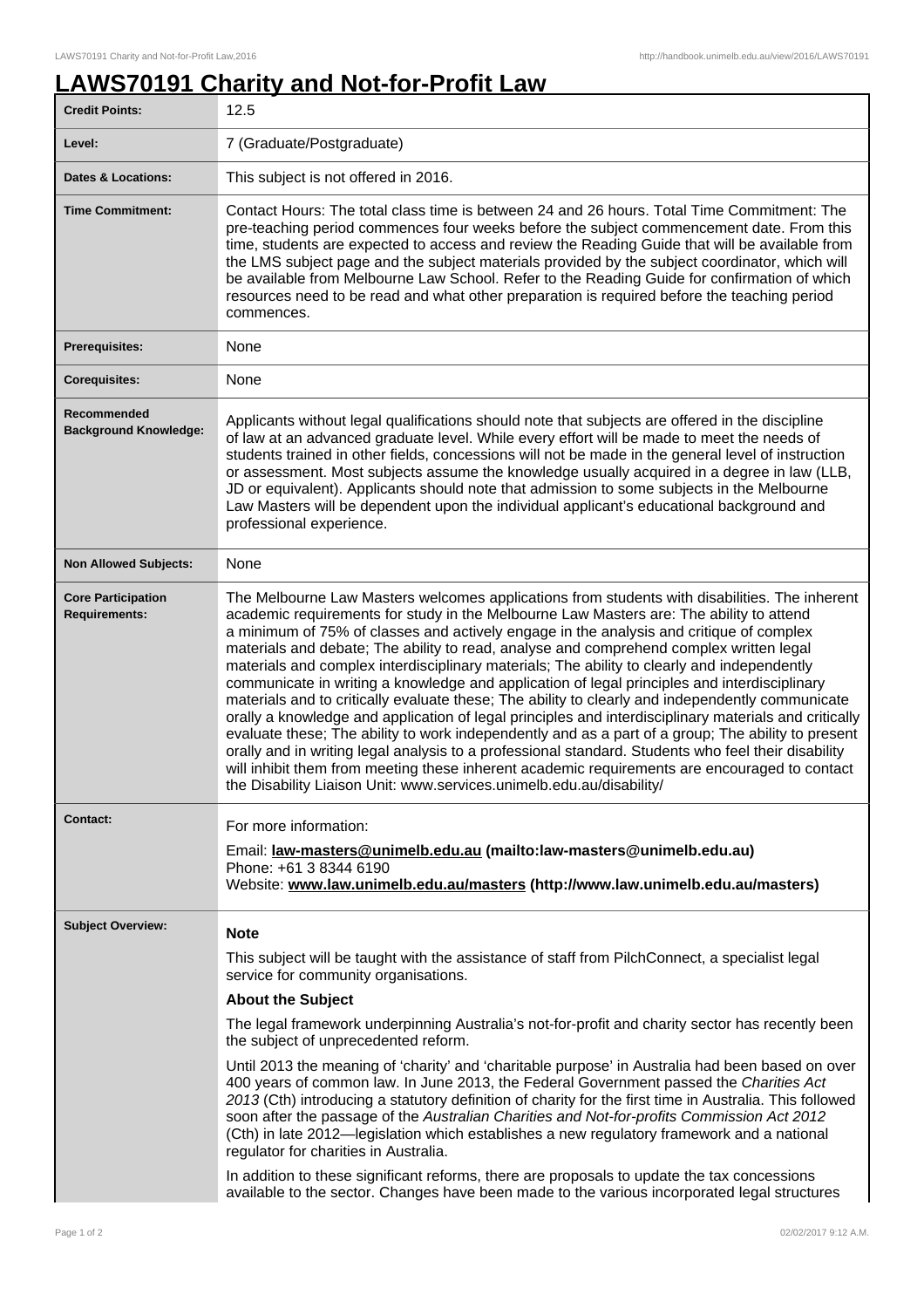# LAWS70191 Charity and Not-for-Profit Law

| | |
|---|---|
| **Credit Points:** | 12.5 |
| **Level:** | 7 (Graduate/Postgraduate) |
| **Dates & Locations:** | This subject is not offered in 2016. |
| **Time Commitment:** | Contact Hours: The total class time is between 24 and 26 hours. Total Time Commitment: The pre-teaching period commences four weeks before the subject commencement date. From this time, students are expected to access and review the Reading Guide that will be available from the LMS subject page and the subject materials provided by the subject coordinator, which will be available from Melbourne Law School. Refer to the Reading Guide for confirmation of which resources need to be read and what other preparation is required before the teaching period commences. |
| **Prerequisites:** | None |
| **Corequisites:** | None |
| **Recommended Background Knowledge:** | Applicants without legal qualifications should note that subjects are offered in the discipline of law at an advanced graduate level. While every effort will be made to meet the needs of students trained in other fields, concessions will not be made in the general level of instruction or assessment. Most subjects assume the knowledge usually acquired in a degree in law (LLB, JD or equivalent). Applicants should note that admission to some subjects in the Melbourne Law Masters will be dependent upon the individual applicant's educational background and professional experience. |
| **Non Allowed Subjects:** | None |
| **Core Participation Requirements:** | The Melbourne Law Masters welcomes applications from students with disabilities. The inherent academic requirements for study in the Melbourne Law Masters are: The ability to attend a minimum of 75% of classes and actively engage in the analysis and critique of complex materials and debate; The ability to read, analyse and comprehend complex written legal materials and complex interdisciplinary materials; The ability to clearly and independently communicate in writing a knowledge and application of legal principles and interdisciplinary materials and to critically evaluate these; The ability to clearly and independently communicate orally a knowledge and application of legal principles and interdisciplinary materials and critically evaluate these; The ability to work independently and as a part of a group; The ability to present orally and in writing legal analysis to a professional standard. Students who feel their disability will inhibit them from meeting these inherent academic requirements are encouraged to contact the Disability Liaison Unit: www.services.unimelb.edu.au/disability/ |
| **Contact:** | For more information:<br>Email: **law-masters@unimelb.edu.au (mailto:law-masters@unimelb.edu.au)**<br>Phone: +61 3 8344 6190<br>Website: **www.law.unimelb.edu.au/masters (http://www.law.unimelb.edu.au/masters)** |
| **Subject Overview:** | **Note**<br>This subject will be taught with the assistance of staff from PilchConnect, a specialist legal service for community organisations.<br>**About the Subject**<br>The legal framework underpinning Australia's not-for-profit and charity sector has recently been the subject of unprecedented reform.<br>Until 2013 the meaning of 'charity' and 'charitable purpose' in Australia had been based on over 400 years of common law. In June 2013, the Federal Government passed the *Charities Act 2013* (Cth) introducing a statutory definition of charity for the first time in Australia. This followed soon after the passage of the *Australian Charities and Not-for-profits Commission Act 2012* (Cth) in late 2012—legislation which establishes a new regulatory framework and a national regulator for charities in Australia.<br>In addition to these significant reforms, there are proposals to update the tax concessions available to the sector. Changes have been made to the various incorporated legal structures |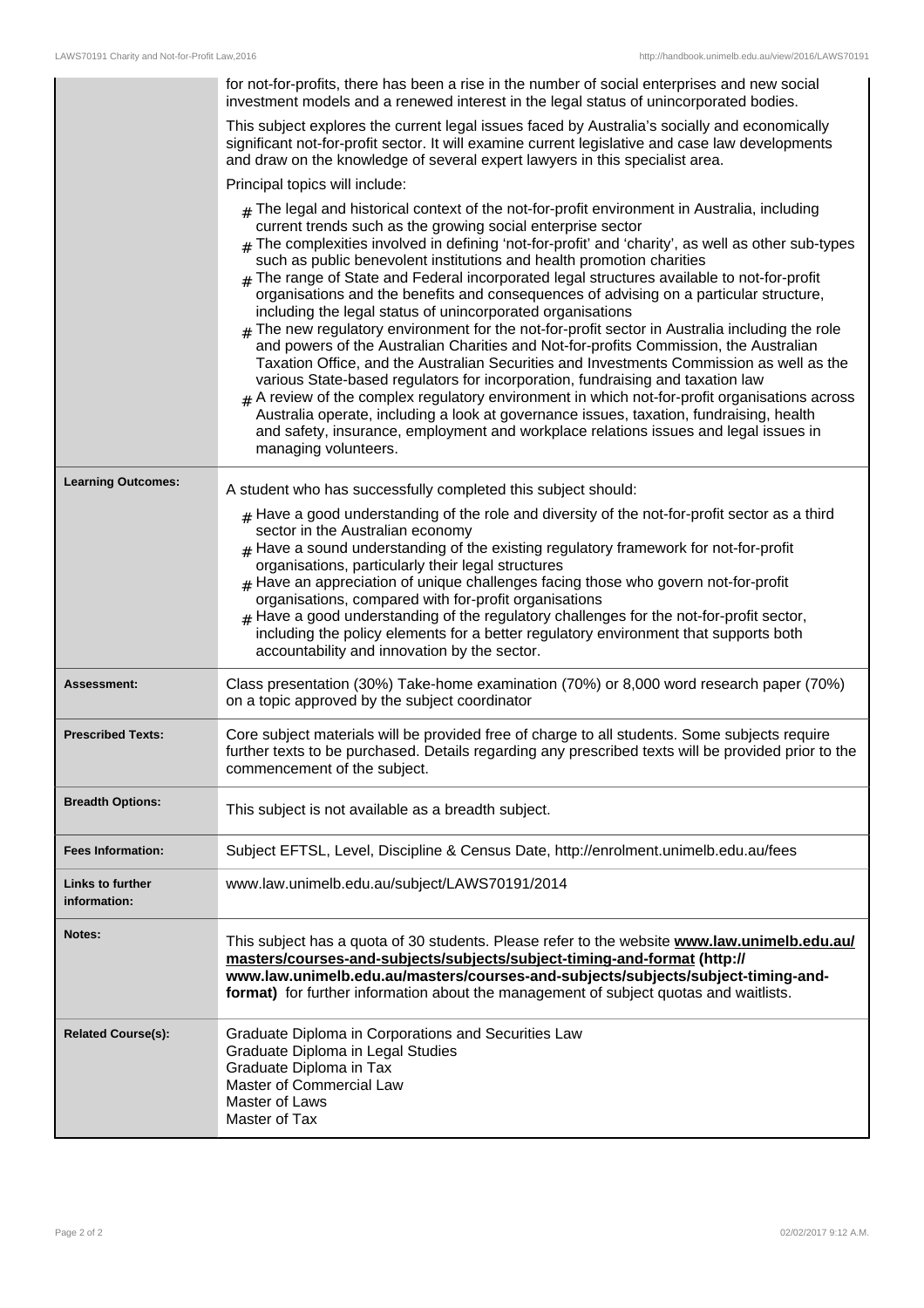| | |
|---|---|
| | for not-for-profits, there has been a rise in the number of social enterprises and new social investment models and a renewed interest in the legal status of unincorporated bodies.<br><br>This subject explores the current legal issues faced by Australia's socially and economically significant not-for-profit sector. It will examine current legislative and case law developments and draw on the knowledge of several expert lawyers in this specialist area.<br><br>Principal topics will include:<br><br># The legal and historical context of the not-for-profit environment in Australia, including current trends such as the growing social enterprise sector<br># The complexities involved in defining 'not-for-profit' and 'charity', as well as other sub-types such as public benevolent institutions and health promotion charities<br># The range of State and Federal incorporated legal structures available to not-for-profit organisations and the benefits and consequences of advising on a particular structure, including the legal status of unincorporated organisations<br># The new regulatory environment for the not-for-profit sector in Australia including the role and powers of the Australian Charities and Not-for-profits Commission, the Australian Taxation Office, and the Australian Securities and Investments Commission as well as the various State-based regulators for incorporation, fundraising and taxation law<br># A review of the complex regulatory environment in which not-for-profit organisations across Australia operate, including a look at governance issues, taxation, fundraising, health and safety, insurance, employment and workplace relations issues and legal issues in managing volunteers. |
| **Learning Outcomes:** | A student who has successfully completed this subject should:<br><br># Have a good understanding of the role and diversity of the not-for-profit sector as a third sector in the Australian economy<br># Have a sound understanding of the existing regulatory framework for not-for-profit organisations, particularly their legal structures<br># Have an appreciation of unique challenges facing those who govern not-for-profit organisations, compared with for-profit organisations<br># Have a good understanding of the regulatory challenges for the not-for-profit sector, including the policy elements for a better regulatory environment that supports both accountability and innovation by the sector. |
| **Assessment:** | Class presentation (30%) Take-home examination (70%) or 8,000 word research paper (70%) on a topic approved by the subject coordinator |
| **Prescribed Texts:** | Core subject materials will be provided free of charge to all students. Some subjects require further texts to be purchased. Details regarding any prescribed texts will be provided prior to the commencement of the subject. |
| **Breadth Options:** | This subject is not available as a breadth subject. |
| **Fees Information:** | Subject EFTSL, Level, Discipline & Census Date, http://enrolment.unimelb.edu.au/fees |
| **Links to further information:** | www.law.unimelb.edu.au/subject/LAWS70191/2014 |
| **Notes:** | This subject has a quota of 30 students. Please refer to the website **www.law.unimelb.edu.au/masters/courses-and-subjects/subjects/subject-timing-and-format (http://www.law.unimelb.edu.au/masters/courses-and-subjects/subjects/subject-timing-and-format)** for further information about the management of subject quotas and waitlists. |
| **Related Course(s):** | Graduate Diploma in Corporations and Securities Law<br>Graduate Diploma in Legal Studies<br>Graduate Diploma in Tax<br>Master of Commercial Law<br>Master of Laws<br>Master of Tax |